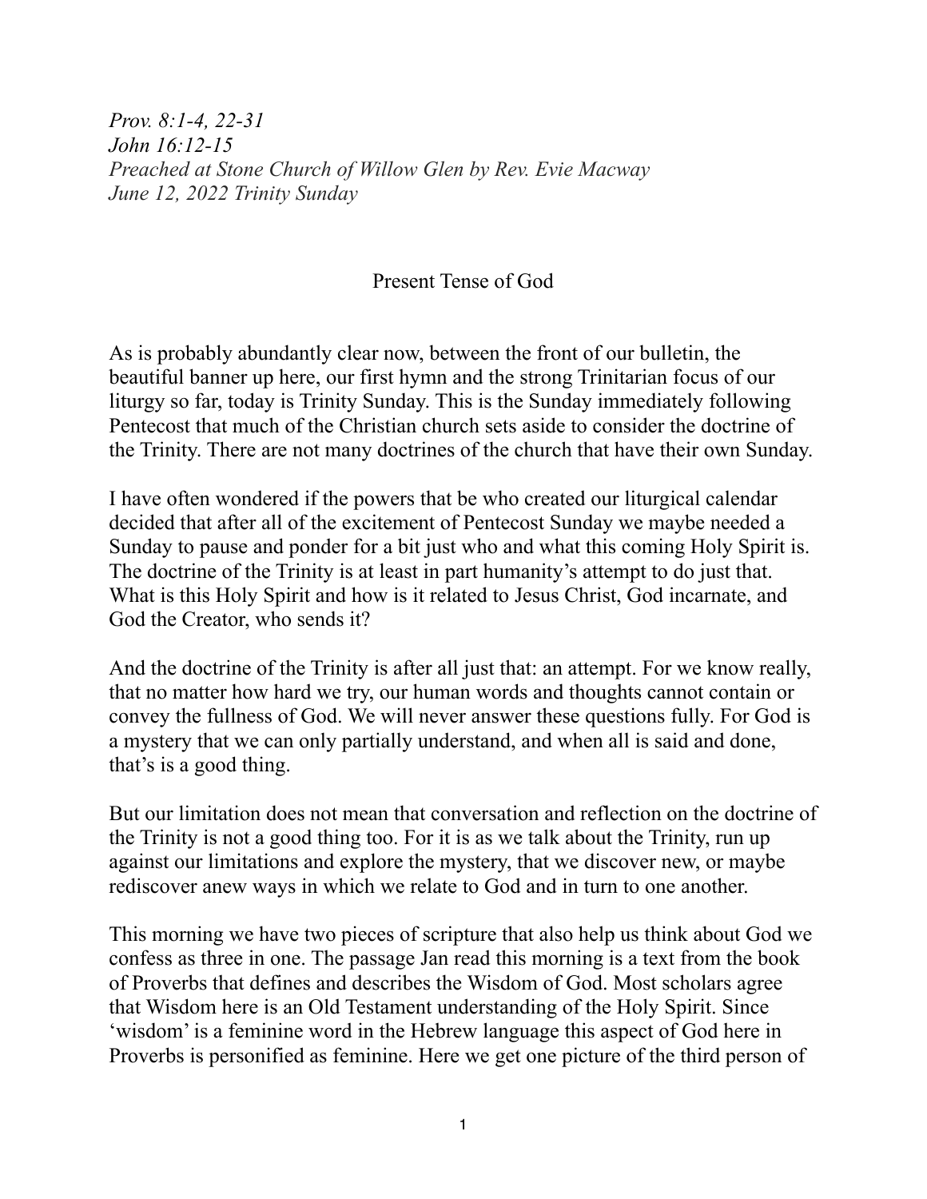*Prov. 8:1-4, 22-31*
*John 16:12-15*
*Preached at Stone Church of Willow Glen by Rev. Evie Macway*
*June 12, 2022 Trinity Sunday*

# Present Tense of God

As is probably abundantly clear now, between the front of our bulletin, the beautiful banner up here, our first hymn and the strong Trinitarian focus of our liturgy so far, today is Trinity Sunday. This is the Sunday immediately following Pentecost that much of the Christian church sets aside to consider the doctrine of the Trinity. There are not many doctrines of the church that have their own Sunday.

I have often wondered if the powers that be who created our liturgical calendar decided that after all of the excitement of Pentecost Sunday we maybe needed a Sunday to pause and ponder for a bit just who and what this coming Holy Spirit is. The doctrine of the Trinity is at least in part humanity's attempt to do just that. What is this Holy Spirit and how is it related to Jesus Christ, God incarnate, and God the Creator, who sends it?

And the doctrine of the Trinity is after all just that: an attempt. For we know really, that no matter how hard we try, our human words and thoughts cannot contain or convey the fullness of God. We will never answer these questions fully. For God is a mystery that we can only partially understand, and when all is said and done, that's is a good thing.

But our limitation does not mean that conversation and reflection on the doctrine of the Trinity is not a good thing too. For it is as we talk about the Trinity, run up against our limitations and explore the mystery, that we discover new, or maybe rediscover anew ways in which we relate to God and in turn to one another.

This morning we have two pieces of scripture that also help us think about God we confess as three in one. The passage Jan read this morning is a text from the book of Proverbs that defines and describes the Wisdom of God. Most scholars agree that Wisdom here is an Old Testament understanding of the Holy Spirit. Since 'wisdom' is a feminine word in the Hebrew language this aspect of God here in Proverbs is personified as feminine. Here we get one picture of the third person of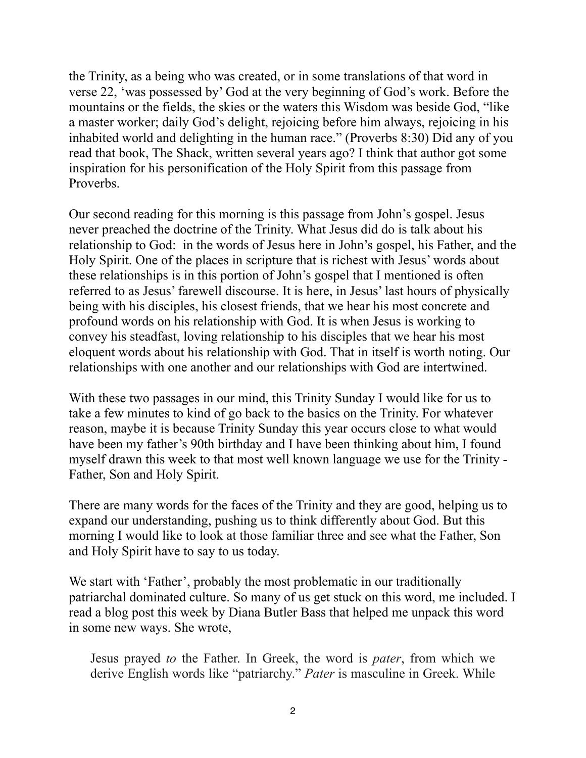the Trinity, as a being who was created, or in some translations of that word in verse 22, 'was possessed by' God at the very beginning of God's work. Before the mountains or the fields, the skies or the waters this Wisdom was beside God, "like a master worker; daily God's delight, rejoicing before him always, rejoicing in his inhabited world and delighting in the human race." (Proverbs 8:30) Did any of you read that book, The Shack, written several years ago? I think that author got some inspiration for his personification of the Holy Spirit from this passage from Proverbs.

Our second reading for this morning is this passage from John's gospel. Jesus never preached the doctrine of the Trinity. What Jesus did do is talk about his relationship to God: in the words of Jesus here in John's gospel, his Father, and the Holy Spirit. One of the places in scripture that is richest with Jesus' words about these relationships is in this portion of John's gospel that I mentioned is often referred to as Jesus' farewell discourse. It is here, in Jesus' last hours of physically being with his disciples, his closest friends, that we hear his most concrete and profound words on his relationship with God. It is when Jesus is working to convey his steadfast, loving relationship to his disciples that we hear his most eloquent words about his relationship with God. That in itself is worth noting. Our relationships with one another and our relationships with God are intertwined.

With these two passages in our mind, this Trinity Sunday I would like for us to take a few minutes to kind of go back to the basics on the Trinity. For whatever reason, maybe it is because Trinity Sunday this year occurs close to what would have been my father's 90th birthday and I have been thinking about him, I found myself drawn this week to that most well known language we use for the Trinity - Father, Son and Holy Spirit.

There are many words for the faces of the Trinity and they are good, helping us to expand our understanding, pushing us to think differently about God. But this morning I would like to look at those familiar three and see what the Father, Son and Holy Spirit have to say to us today.

We start with 'Father', probably the most problematic in our traditionally patriarchal dominated culture. So many of us get stuck on this word, me included. I read a blog post this week by Diana Butler Bass that helped me unpack this word in some new ways. She wrote,

> Jesus prayed *to* the Father. In Greek, the word is *pater*, from which we derive English words like "patriarchy." *Pater* is masculine in Greek. While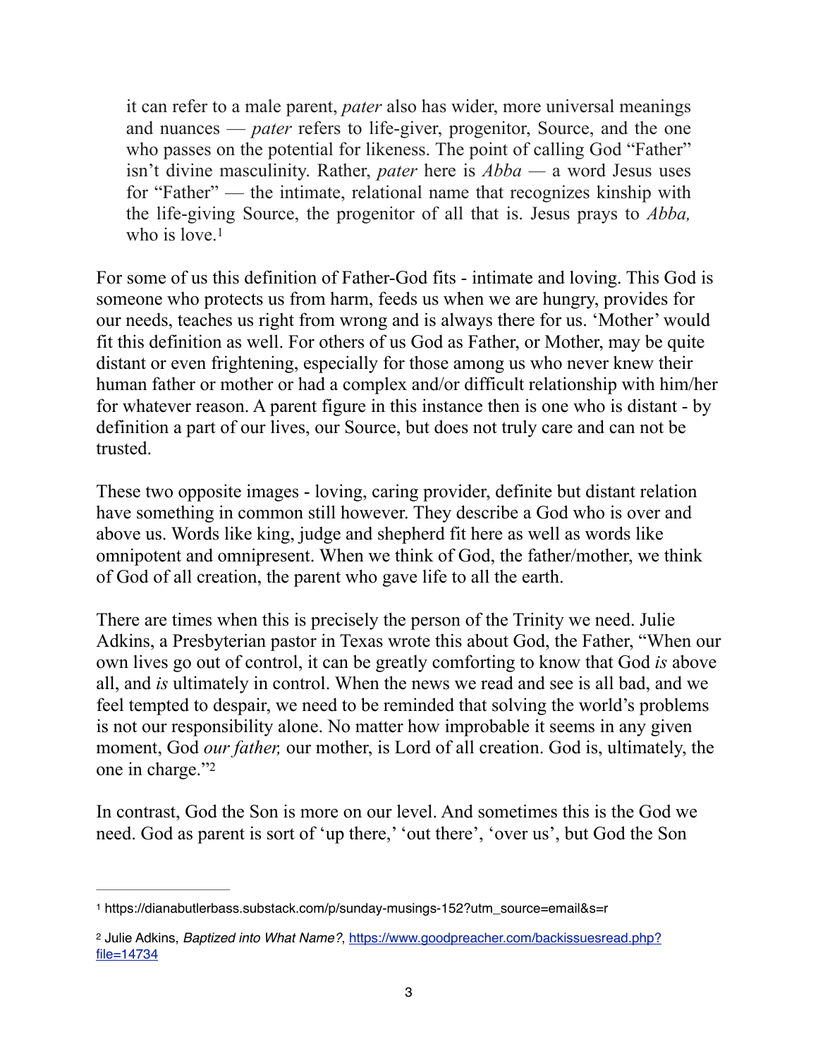> it can refer to a male parent, *pater* also has wider, more universal meanings and nuances — *pater* refers to life-giver, progenitor, Source, and the one who passes on the potential for likeness. The point of calling God "Father" isn't divine masculinity. Rather, *pater* here is *Abba* — a word Jesus uses for "Father" — the intimate, relational name that recognizes kinship with the life-giving Source, the progenitor of all that is. Jesus prays to *Abba,* who is love.[1]

For some of us this definition of Father-God fits - intimate and loving. This God is someone who protects us from harm, feeds us when we are hungry, provides for our needs, teaches us right from wrong and is always there for us. 'Mother' would fit this definition as well. For others of us God as Father, or Mother, may be quite distant or even frightening, especially for those among us who never knew their human father or mother or had a complex and/or difficult relationship with him/her for whatever reason. A parent figure in this instance then is one who is distant - by definition a part of our lives, our Source, but does not truly care and can not be trusted.

These two opposite images - loving, caring provider, definite but distant relation have something in common still however. They describe a God who is over and above us. Words like king, judge and shepherd fit here as well as words like omnipotent and omnipresent. When we think of God, the father/mother, we think of God of all creation, the parent who gave life to all the earth.

There are times when this is precisely the person of the Trinity we need. Julie Adkins, a Presbyterian pastor in Texas wrote this about God, the Father, "When our own lives go out of control, it can be greatly comforting to know that God *is* above all, and *is* ultimately in control. When the news we read and see is all bad, and we feel tempted to despair, we need to be reminded that solving the world's problems is not our responsibility alone. No matter how improbable it seems in any given moment, God *our father,* our mother, is Lord of all creation. God is, ultimately, the one in charge."[2]

In contrast, God the Son is more on our level. And sometimes this is the God we need. God as parent is sort of 'up there,' 'out there', 'over us', but God the Son

---

[1] https://dianabutlerbass.substack.com/p/sunday-musings-152?utm_source=email&s=r

[2] Julie Adkins, *Baptized into What Name?*, https://www.goodpreacher.com/backissuesread.php?file=14734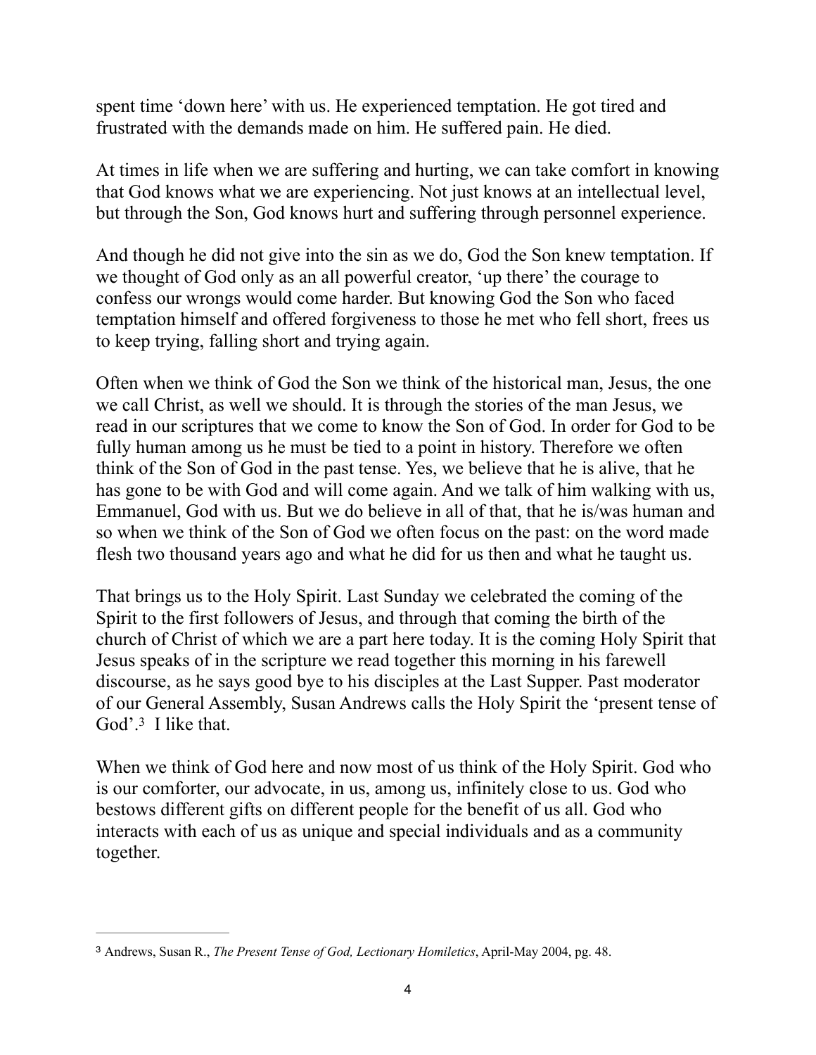spent time 'down here' with us. He experienced temptation. He got tired and frustrated with the demands made on him. He suffered pain. He died.

At times in life when we are suffering and hurting, we can take comfort in knowing that God knows what we are experiencing. Not just knows at an intellectual level, but through the Son, God knows hurt and suffering through personnel experience.

And though he did not give into the sin as we do, God the Son knew temptation. If we thought of God only as an all powerful creator, 'up there' the courage to confess our wrongs would come harder. But knowing God the Son who faced temptation himself and offered forgiveness to those he met who fell short, frees us to keep trying, falling short and trying again.

Often when we think of God the Son we think of the historical man, Jesus, the one we call Christ, as well we should. It is through the stories of the man Jesus, we read in our scriptures that we come to know the Son of God. In order for God to be fully human among us he must be tied to a point in history. Therefore we often think of the Son of God in the past tense. Yes, we believe that he is alive, that he has gone to be with God and will come again. And we talk of him walking with us, Emmanuel, God with us. But we do believe in all of that, that he is/was human and so when we think of the Son of God we often focus on the past: on the word made flesh two thousand years ago and what he did for us then and what he taught us.

That brings us to the Holy Spirit. Last Sunday we celebrated the coming of the Spirit to the first followers of Jesus, and through that coming the birth of the church of Christ of which we are a part here today. It is the coming Holy Spirit that Jesus speaks of in the scripture we read together this morning in his farewell discourse, as he says good bye to his disciples at the Last Supper. Past moderator of our General Assembly, Susan Andrews calls the Holy Spirit the 'present tense of God'.[3] I like that.

When we think of God here and now most of us think of the Holy Spirit. God who is our comforter, our advocate, in us, among us, infinitely close to us. God who bestows different gifts on different people for the benefit of us all. God who interacts with each of us as unique and special individuals and as a community together.

---

[3] Andrews, Susan R., *The Present Tense of God, Lectionary Homiletics*, April-May 2004, pg. 48.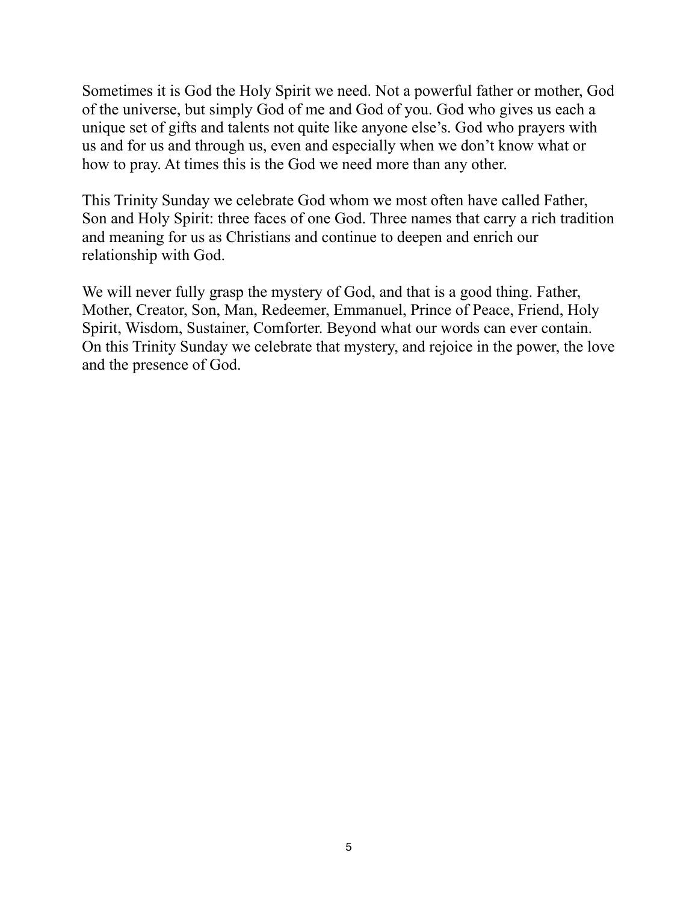Sometimes it is God the Holy Spirit we need. Not a powerful father or mother, God of the universe, but simply God of me and God of you. God who gives us each a unique set of gifts and talents not quite like anyone else's. God who prayers with us and for us and through us, even and especially when we don't know what or how to pray. At times this is the God we need more than any other.

This Trinity Sunday we celebrate God whom we most often have called Father, Son and Holy Spirit: three faces of one God. Three names that carry a rich tradition and meaning for us as Christians and continue to deepen and enrich our relationship with God.

We will never fully grasp the mystery of God, and that is a good thing. Father, Mother, Creator, Son, Man, Redeemer, Emmanuel, Prince of Peace, Friend, Holy Spirit, Wisdom, Sustainer, Comforter. Beyond what our words can ever contain. On this Trinity Sunday we celebrate that mystery, and rejoice in the power, the love and the presence of God.